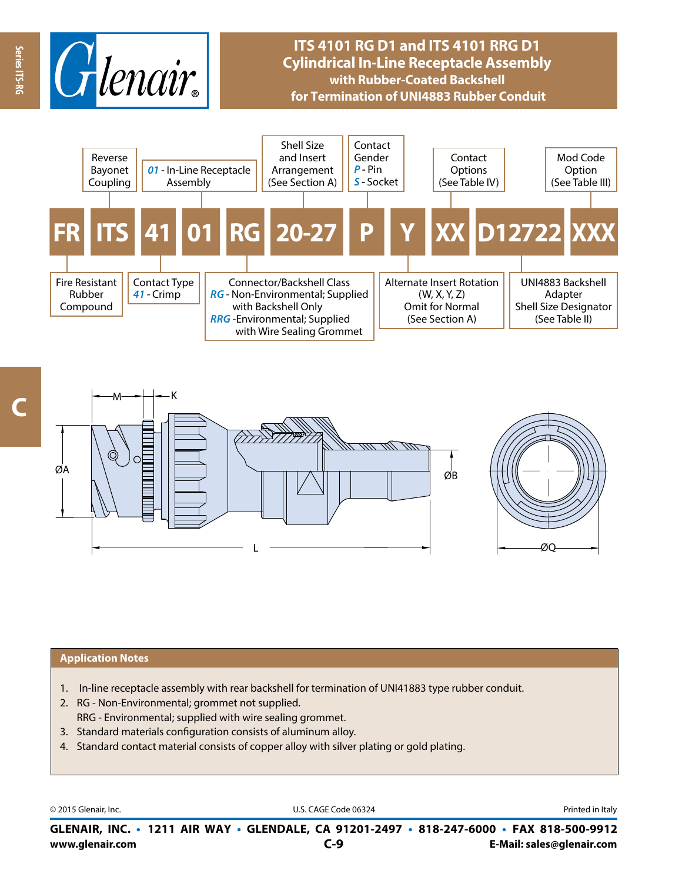# ITS 4101 RG D1 and ITS 4101 RRG D1 Cylindrical In-Line Receptacle Assembly with Rubber-Coated Backshell for Termination of UNI4883 Rubber Conduit

| FR | ITS | 41 | 01 | RG | 20-27 | P | Y | XX | D12722 | XXX |
|---|---|---|---|---|---|---|---|---|---|---|

- **FR** – Fire Resistant Rubber Compound
- **ITS** – Reverse Bayonet Coupling
- **41** – Contact Type: *41* - Crimp
- **01** – *01* - In-Line Receptacle Assembly
- **RG** – Connector/Backshell Class: *RG* - Non-Environmental; Supplied with Backshell Only; *RRG* - Environmental; Supplied with Wire Sealing Grommet
- **20-27** – Shell Size and Insert Arrangement (See Section A)
- **P** – Contact Gender: *P* - Pin, *S* - Socket
- **Y** – Alternate Insert Rotation (W, X, Y, Z) Omit for Normal (See Section A)
- **XX** – Contact Options (See Table IV)
- **D12722** – UNI4883 Backshell Adapter Shell Size Designator (See Table II)
- **XXX** – Mod Code Option (See Table III)

M, K, ØA, ØB, L, ØQ

## Application Notes

1. In-line receptacle assembly with rear backshell for termination of UNI41883 type rubber conduit.
2. RG - Non-Environmental; grommet not supplied.
   RRG - Environmental; supplied with wire sealing grommet.
3. Standard materials configuration consists of aluminum alloy.
4. Standard contact material consists of copper alloy with silver plating or gold plating.

© 2015 Glenair, Inc. U.S. CAGE Code 06324 Printed in Italy

**GLENAIR, INC. • 1211 AIR WAY • GLENDALE, CA 91201-2497 • 818-247-6000 • FAX 818-500-9912**
**www.glenair.com** **E-Mail: sales@glenair.com**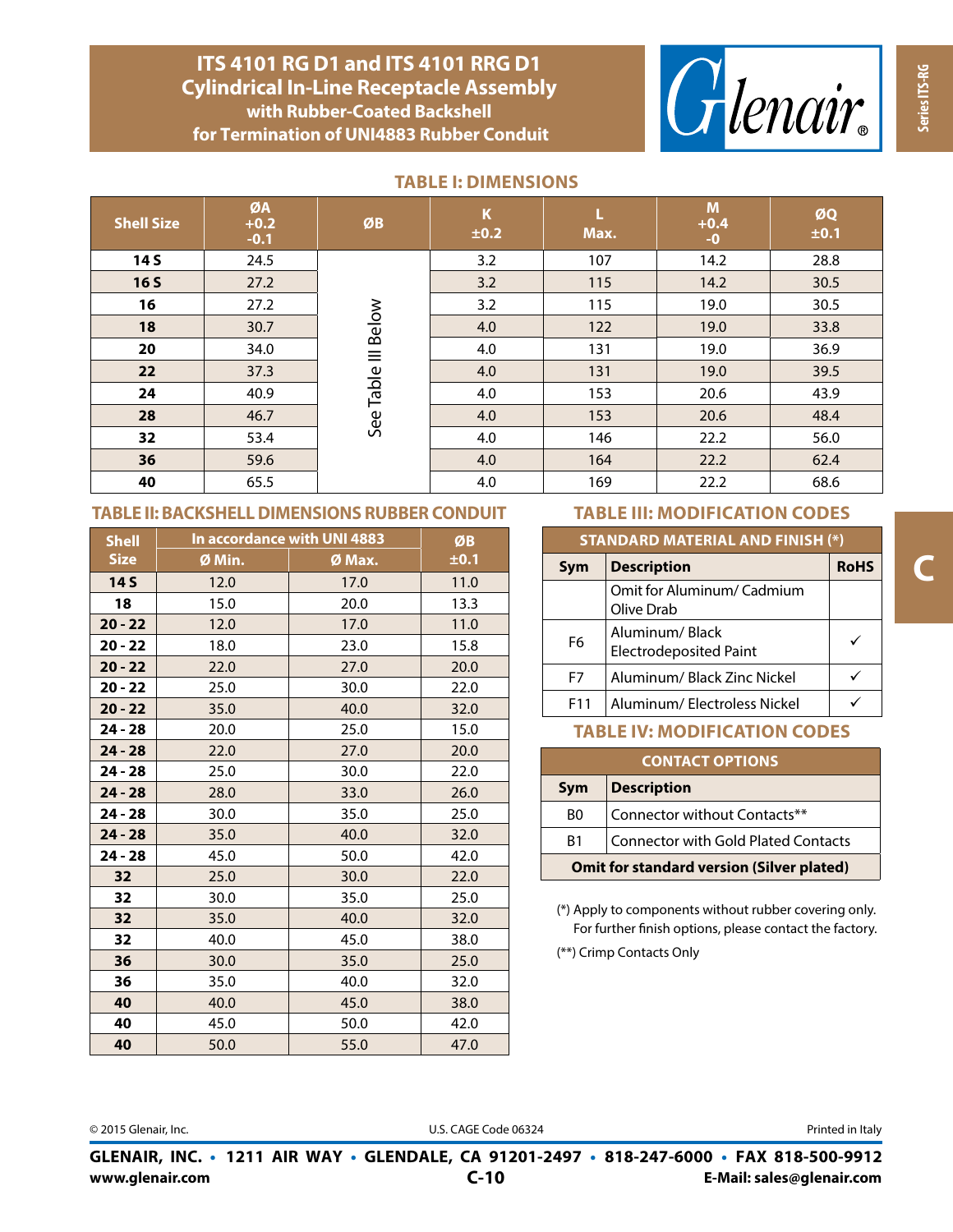# ITS 4101 RG D1 and ITS 4101 RRG D1 Cylindrical In-Line Receptacle Assembly with Rubber-Coated Backshell for Termination of UNI4883 Rubber Conduit

## TABLE I: DIMENSIONS

| Shell Size | ØA +0.2 -0.1 | ØB | K ±0.2 | L Max. | M +0.4 -0 | ØQ ±0.1 |
|---|---|---|---|---|---|---|
| 14 S | 24.5 | See Table III Below | 3.2 | 107 | 14.2 | 28.8 |
| 16 S | 27.2 | | 3.2 | 115 | 14.2 | 30.5 |
| 16 | 27.2 | | 3.2 | 115 | 19.0 | 30.5 |
| 18 | 30.7 | | 4.0 | 122 | 19.0 | 33.8 |
| 20 | 34.0 | | 4.0 | 131 | 19.0 | 36.9 |
| 22 | 37.3 | | 4.0 | 131 | 19.0 | 39.5 |
| 24 | 40.9 | | 4.0 | 153 | 20.6 | 43.9 |
| 28 | 46.7 | | 4.0 | 153 | 20.6 | 48.4 |
| 32 | 53.4 | | 4.0 | 146 | 22.2 | 56.0 |
| 36 | 59.6 | | 4.0 | 164 | 22.2 | 62.4 |
| 40 | 65.5 | | 4.0 | 169 | 22.2 | 68.6 |

## TABLE II: BACKSHELL DIMENSIONS RUBBER CONDUIT

| Shell Size | In accordance with UNI 4883 | | ØB ±0.1 |
|---|---|---|---|
| | Ø Min. | Ø Max. | |
| 14 S | 12.0 | 17.0 | 11.0 |
| 18 | 15.0 | 20.0 | 13.3 |
| 20 - 22 | 12.0 | 17.0 | 11.0 |
| 20 - 22 | 18.0 | 23.0 | 15.8 |
| 20 - 22 | 22.0 | 27.0 | 20.0 |
| 20 - 22 | 25.0 | 30.0 | 22.0 |
| 20 - 22 | 35.0 | 40.0 | 32.0 |
| 24 - 28 | 20.0 | 25.0 | 15.0 |
| 24 - 28 | 22.0 | 27.0 | 20.0 |
| 24 - 28 | 25.0 | 30.0 | 22.0 |
| 24 - 28 | 28.0 | 33.0 | 26.0 |
| 24 - 28 | 30.0 | 35.0 | 25.0 |
| 24 - 28 | 35.0 | 40.0 | 32.0 |
| 24 - 28 | 45.0 | 50.0 | 42.0 |
| 32 | 25.0 | 30.0 | 22.0 |
| 32 | 30.0 | 35.0 | 25.0 |
| 32 | 35.0 | 40.0 | 32.0 |
| 32 | 40.0 | 45.0 | 38.0 |
| 36 | 30.0 | 35.0 | 25.0 |
| 36 | 35.0 | 40.0 | 32.0 |
| 40 | 40.0 | 45.0 | 38.0 |
| 40 | 45.0 | 50.0 | 42.0 |
| 40 | 50.0 | 55.0 | 47.0 |

## TABLE III: MODIFICATION CODES

| STANDARD MATERIAL AND FINISH (*) | | |
|---|---|---|
| Sym | Description | RoHS |
| | Omit for Aluminum/ Cadmium Olive Drab | |
| F6 | Aluminum/ Black Electrodeposited Paint | ✓ |
| F7 | Aluminum/ Black Zinc Nickel | ✓ |
| F11 | Aluminum/ Electroless Nickel | ✓ |

## TABLE IV: MODIFICATION CODES

| CONTACT OPTIONS | |
|---|---|
| Sym | Description |
| B0 | Connector without Contacts** |
| B1 | Connector with Gold Plated Contacts |
| Omit for standard version (Silver plated) | |

(*) Apply to components without rubber covering only. For further finish options, please contact the factory.

(**) Crimp Contacts Only

© 2015 Glenair, Inc. U.S. CAGE Code 06324 Printed in Italy

GLENAIR, INC. • 1211 AIR WAY • GLENDALE, CA 91201-2497 • 818-247-6000 • FAX 818-500-9912
www.glenair.com E-Mail: sales@glenair.com